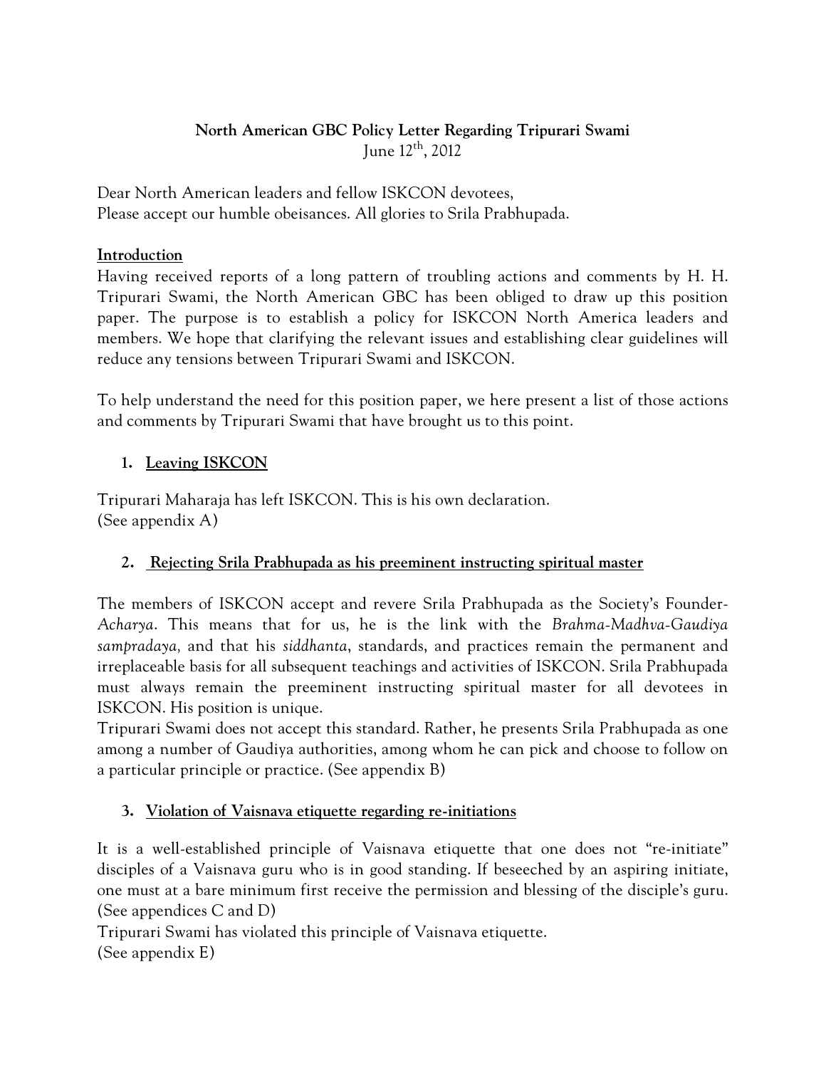**North American GBC Policy Letter Regarding Tripurari Swami**
June 12th, 2012

Dear North American leaders and fellow ISKCON devotees,
Please accept our humble obeisances. All glories to Srila Prabhupada.

**Introduction**

Having received reports of a long pattern of troubling actions and comments by H. H. Tripurari Swami, the North American GBC has been obliged to draw up this position paper. The purpose is to establish a policy for ISKCON North America leaders and members. We hope that clarifying the relevant issues and establishing clear guidelines will reduce any tensions between Tripurari Swami and ISKCON.

To help understand the need for this position paper, we here present a list of those actions and comments by Tripurari Swami that have brought us to this point.

1. **Leaving ISKCON**

Tripurari Maharaja has left ISKCON. This is his own declaration.
(See appendix A)

2. **Rejecting Srila Prabhupada as his preeminent instructing spiritual master**

The members of ISKCON accept and revere Srila Prabhupada as the Society's Founder-*Acharya*. This means that for us, he is the link with the *Brahma-Madhva-Gaudiya sampradaya,* and that his *siddhanta*, standards, and practices remain the permanent and irreplaceable basis for all subsequent teachings and activities of ISKCON. Srila Prabhupada must always remain the preeminent instructing spiritual master for all devotees in ISKCON. His position is unique.
Tripurari Swami does not accept this standard. Rather, he presents Srila Prabhupada as one among a number of Gaudiya authorities, among whom he can pick and choose to follow on a particular principle or practice. (See appendix B)

3. **Violation of Vaisnava etiquette regarding re-initiations**

It is a well-established principle of Vaisnava etiquette that one does not "re-initiate" disciples of a Vaisnava guru who is in good standing. If beseeched by an aspiring initiate, one must at a bare minimum first receive the permission and blessing of the disciple's guru. (See appendices C and D)
Tripurari Swami has violated this principle of Vaisnava etiquette.
(See appendix E)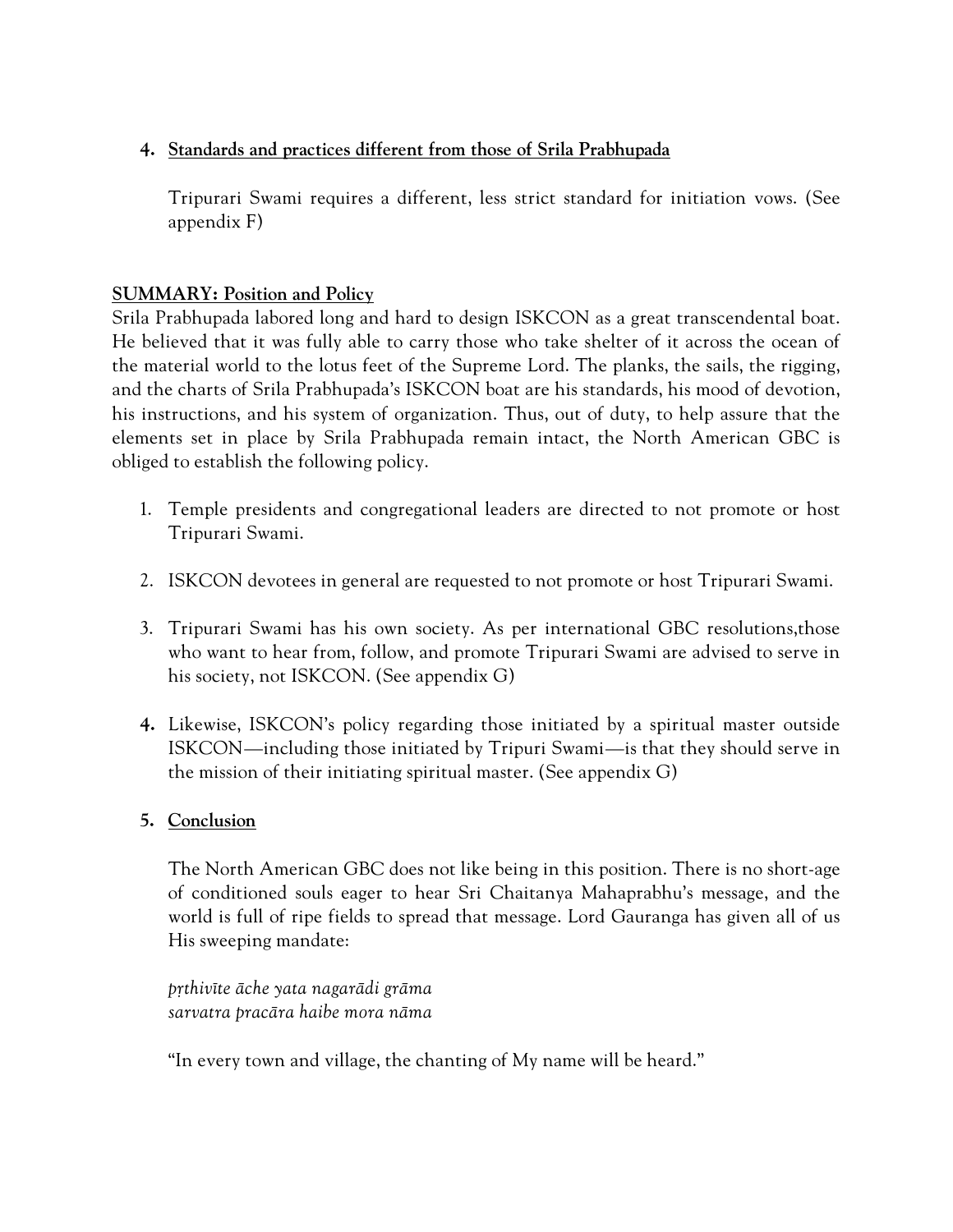4. **Standards and practices different from those of Srila Prabhupada**

   Tripurari Swami requires a different, less strict standard for initiation vows. (See appendix F)

**SUMMARY: Position and Policy**

Srila Prabhupada labored long and hard to design ISKCON as a great transcendental boat. He believed that it was fully able to carry those who take shelter of it across the ocean of the material world to the lotus feet of the Supreme Lord. The planks, the sails, the rigging, and the charts of Srila Prabhupada's ISKCON boat are his standards, his mood of devotion, his instructions, and his system of organization. Thus, out of duty, to help assure that the elements set in place by Srila Prabhupada remain intact, the North American GBC is obliged to establish the following policy.

1. Temple presidents and congregational leaders are directed to not promote or host Tripurari Swami.

2. ISKCON devotees in general are requested to not promote or host Tripurari Swami.

3. Tripurari Swami has his own society. As per international GBC resolutions,those who want to hear from, follow, and promote Tripurari Swami are advised to serve in his society, not ISKCON. (See appendix G)

4. Likewise, ISKCON's policy regarding those initiated by a spiritual master outside ISKCON—including those initiated by Tripuri Swami—is that they should serve in the mission of their initiating spiritual master. (See appendix G)

5. **Conclusion**

   The North American GBC does not like being in this position. There is no short-age of conditioned souls eager to hear Sri Chaitanya Mahaprabhu's message, and the world is full of ripe fields to spread that message. Lord Gauranga has given all of us His sweeping mandate:

   *pṛthivīte āche yata nagarādi grāma*
   *sarvatra pracāra haibe mora nāma*

   "In every town and village, the chanting of My name will be heard."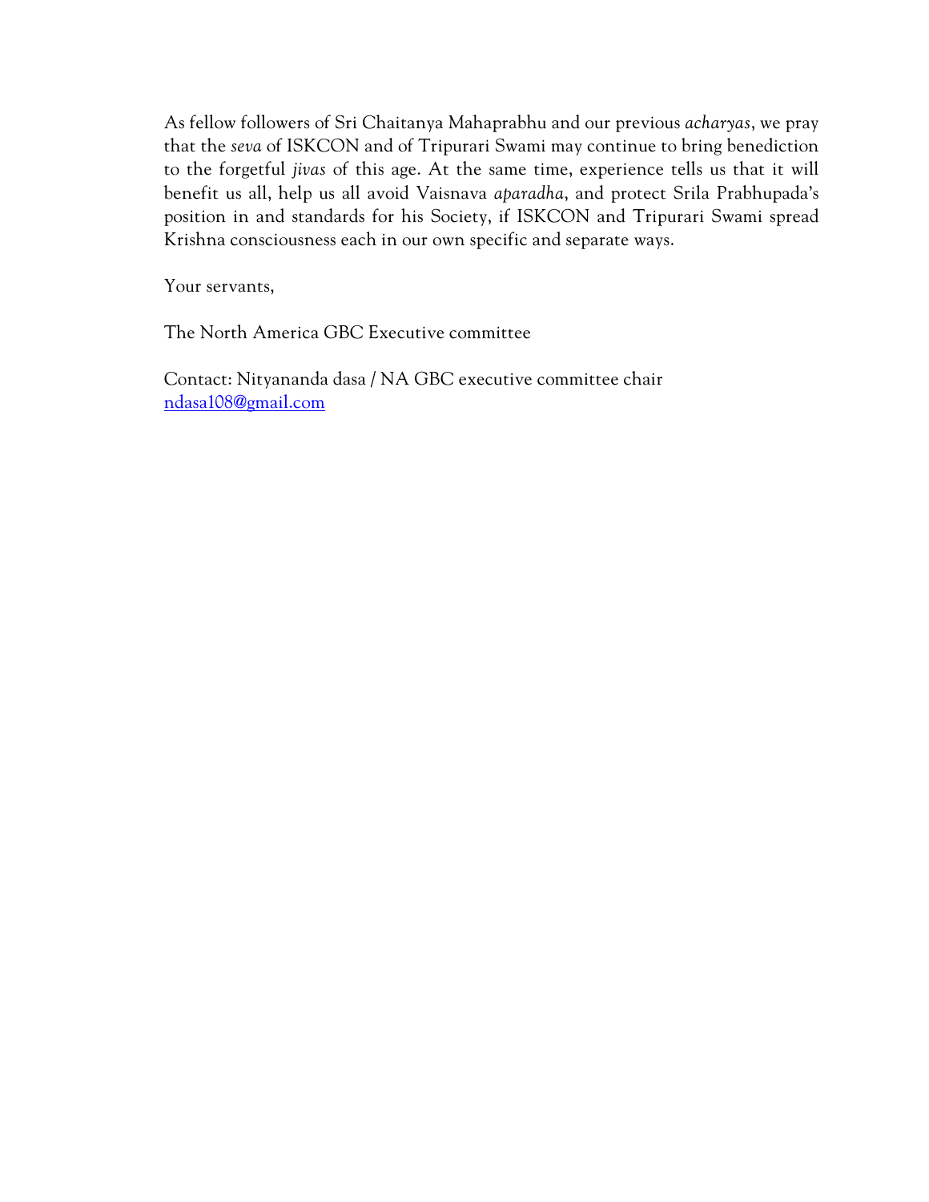As fellow followers of Sri Chaitanya Mahaprabhu and our previous *acharyas*, we pray that the *seva* of ISKCON and of Tripurari Swami may continue to bring benediction to the forgetful *jivas* of this age. At the same time, experience tells us that it will benefit us all, help us all avoid Vaisnava *aparadha*, and protect Srila Prabhupada's position in and standards for his Society, if ISKCON and Tripurari Swami spread Krishna consciousness each in our own specific and separate ways.

Your servants,

The North America GBC Executive committee

Contact: Nityananda dasa / NA GBC executive committee chair
ndasa108@gmail.com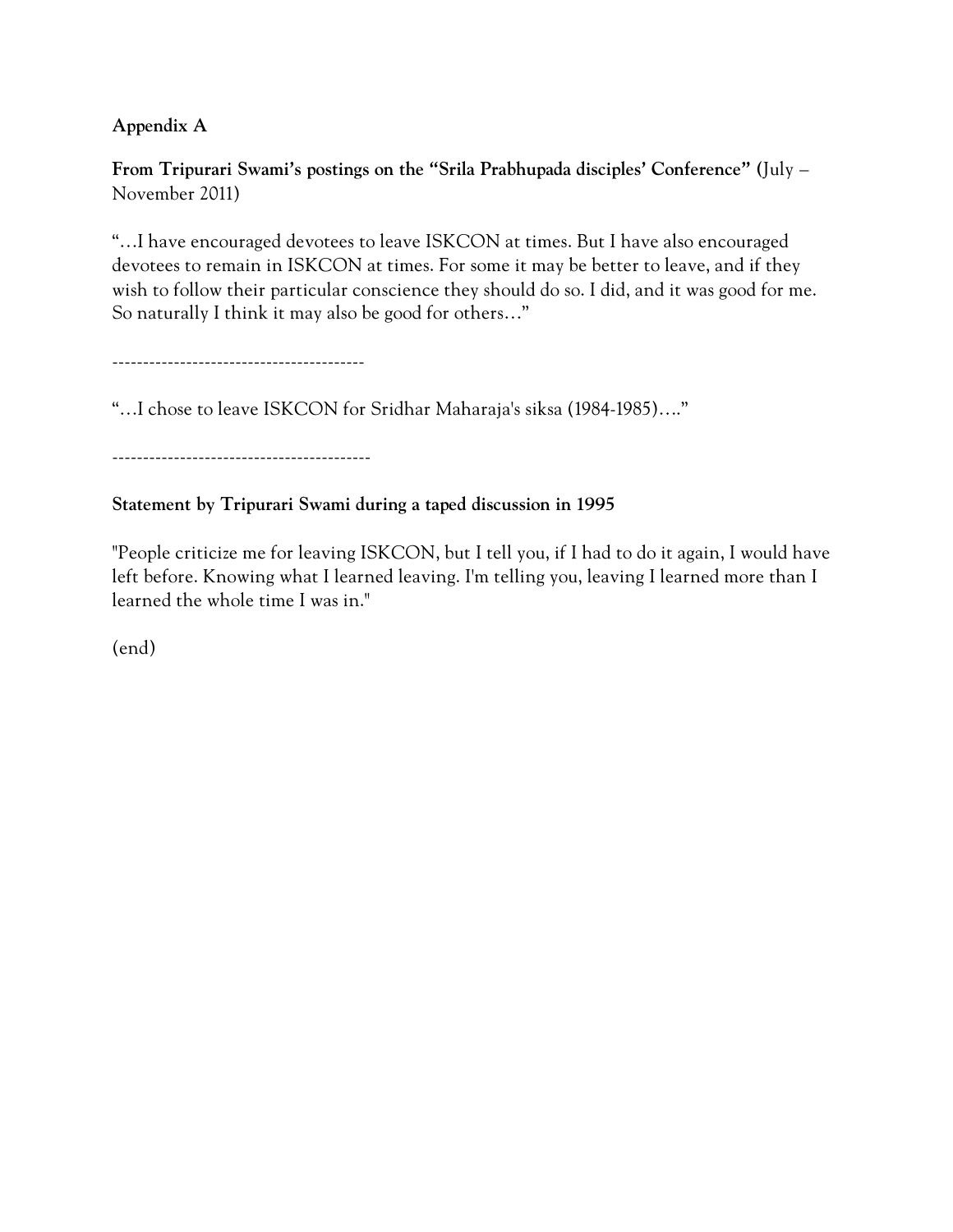**Appendix A**

**From Tripurari Swami's postings on the "Srila Prabhupada disciples' Conference"** (July – November 2011)

"…I have encouraged devotees to leave ISKCON at times. But I have also encouraged devotees to remain in ISKCON at times. For some it may be better to leave, and if they wish to follow their particular conscience they should do so. I did, and it was good for me. So naturally I think it may also be good for others…"

-----------------------------------------

"…I chose to leave ISKCON for Sridhar Maharaja's siksa (1984-1985)…."

-----------------------------------------

**Statement by Tripurari Swami during a taped discussion in 1995**

"People criticize me for leaving ISKCON, but I tell you, if I had to do it again, I would have left before. Knowing what I learned leaving. I'm telling you, leaving I learned more than I learned the whole time I was in."

(end)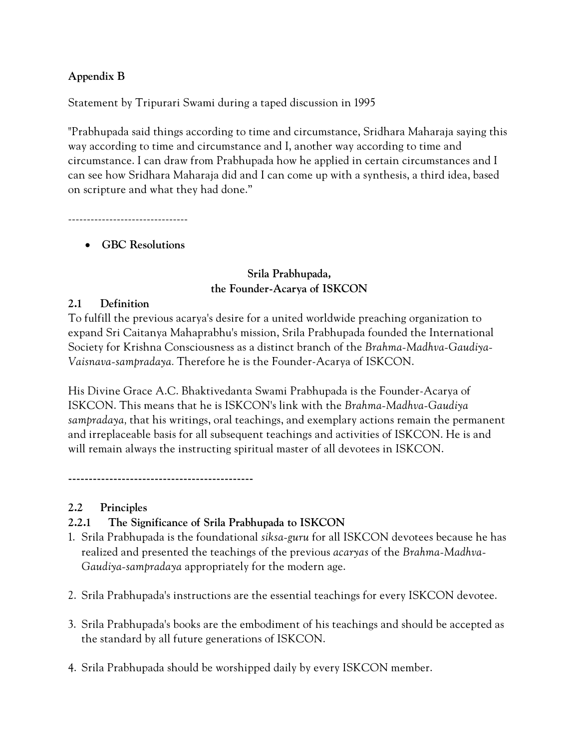**Appendix B**

Statement by Tripurari Swami during a taped discussion in 1995

"Prabhupada said things according to time and circumstance, Sridhara Maharaja saying this way according to time and circumstance and I, another way according to time and circumstance. I can draw from Prabhupada how he applied in certain circumstances and I can see how Sridhara Maharaja did and I can come up with a synthesis, a third idea, based on scripture and what they had done."

--------------------------------

- **GBC Resolutions**

**Srila Prabhupada,**
**the Founder-Acarya of ISKCON**

**2.1 Definition**

To fulfill the previous acarya's desire for a united worldwide preaching organization to expand Sri Caitanya Mahaprabhu's mission, Srila Prabhupada founded the International Society for Krishna Consciousness as a distinct branch of the *Brahma-Madhva-Gaudiya-Vaisnava-sampradaya.* Therefore he is the Founder-Acarya of ISKCON.

His Divine Grace A.C. Bhaktivedanta Swami Prabhupada is the Founder-Acarya of ISKCON. This means that he is ISKCON's link with the *Brahma-Madhva-Gaudiya sampradaya,* that his writings, oral teachings, and exemplary actions remain the permanent and irreplaceable basis for all subsequent teachings and activities of ISKCON. He is and will remain always the instructing spiritual master of all devotees in ISKCON.

---------------------------------------------

**2.2 Principles**

**2.2.1 The Significance of Srila Prabhupada to ISKCON**

1. Srila Prabhupada is the foundational *siksa-guru* for all ISKCON devotees because he has realized and presented the teachings of the previous *acaryas* of the *Brahma-Madhva-Gaudiya-sampradaya* appropriately for the modern age.

2. Srila Prabhupada's instructions are the essential teachings for every ISKCON devotee.

3. Srila Prabhupada's books are the embodiment of his teachings and should be accepted as the standard by all future generations of ISKCON.

4. Srila Prabhupada should be worshipped daily by every ISKCON member.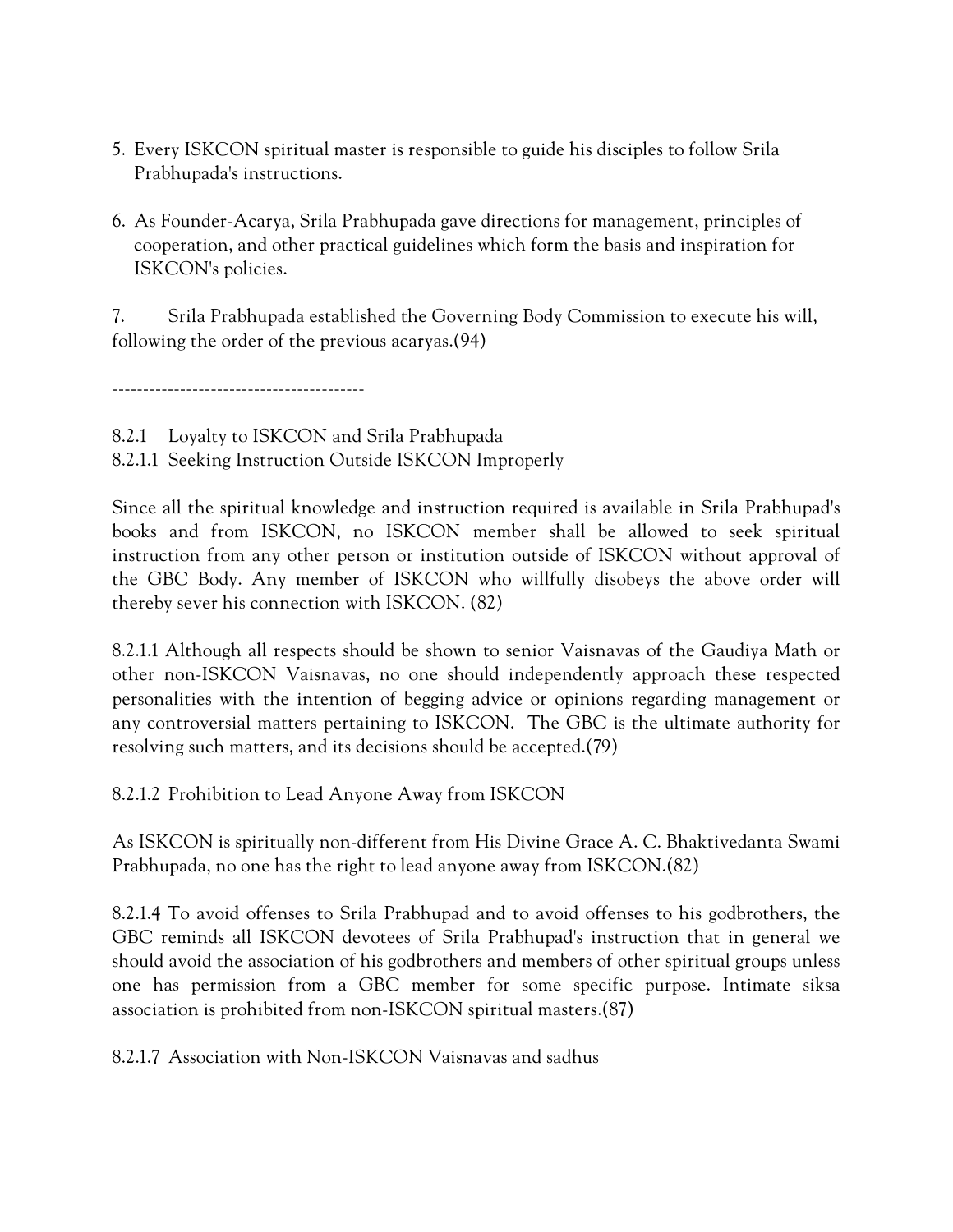5. Every ISKCON spiritual master is responsible to guide his disciples to follow Srila Prabhupada's instructions.

6. As Founder-Acarya, Srila Prabhupada gave directions for management, principles of cooperation, and other practical guidelines which form the basis and inspiration for ISKCON's policies.

7. Srila Prabhupada established the Governing Body Commission to execute his will, following the order of the previous acaryas.(94)

-----------------------------------------

8.2.1 Loyalty to ISKCON and Srila Prabhupada
8.2.1.1 Seeking Instruction Outside ISKCON Improperly

Since all the spiritual knowledge and instruction required is available in Srila Prabhupad's books and from ISKCON, no ISKCON member shall be allowed to seek spiritual instruction from any other person or institution outside of ISKCON without approval of the GBC Body. Any member of ISKCON who willfully disobeys the above order will thereby sever his connection with ISKCON. (82)

8.2.1.1 Although all respects should be shown to senior Vaisnavas of the Gaudiya Math or other non-ISKCON Vaisnavas, no one should independently approach these respected personalities with the intention of begging advice or opinions regarding management or any controversial matters pertaining to ISKCON. The GBC is the ultimate authority for resolving such matters, and its decisions should be accepted.(79)

8.2.1.2 Prohibition to Lead Anyone Away from ISKCON

As ISKCON is spiritually non-different from His Divine Grace A. C. Bhaktivedanta Swami Prabhupada, no one has the right to lead anyone away from ISKCON.(82)

8.2.1.4 To avoid offenses to Srila Prabhupad and to avoid offenses to his godbrothers, the GBC reminds all ISKCON devotees of Srila Prabhupad's instruction that in general we should avoid the association of his godbrothers and members of other spiritual groups unless one has permission from a GBC member for some specific purpose. Intimate siksa association is prohibited from non-ISKCON spiritual masters.(87)

8.2.1.7 Association with Non-ISKCON Vaisnavas and sadhus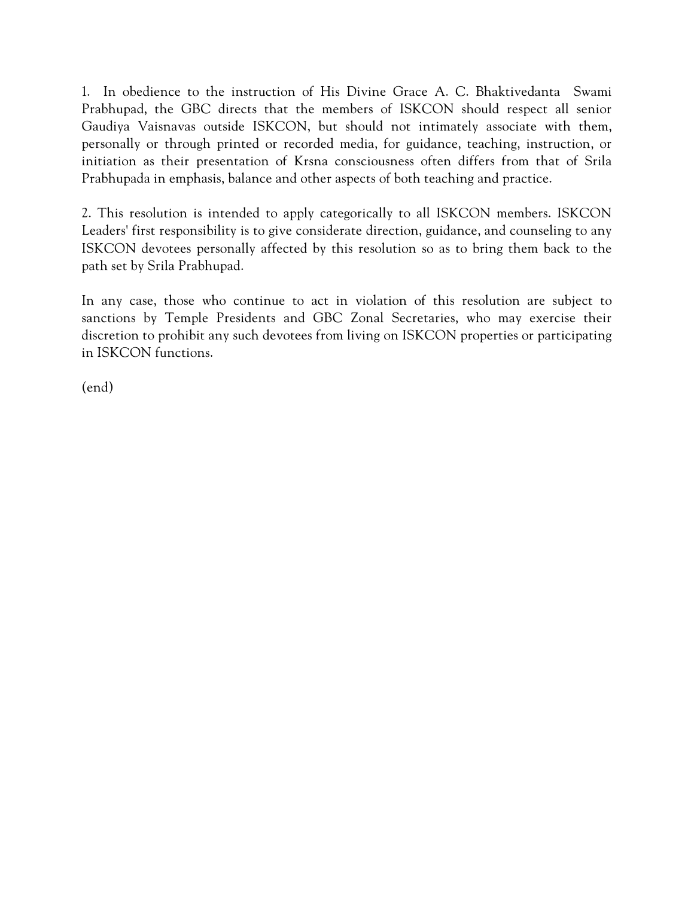1. In obedience to the instruction of His Divine Grace A. C. Bhaktivedanta Swami Prabhupad, the GBC directs that the members of ISKCON should respect all senior Gaudiya Vaisnavas outside ISKCON, but should not intimately associate with them, personally or through printed or recorded media, for guidance, teaching, instruction, or initiation as their presentation of Krsna consciousness often differs from that of Srila Prabhupada in emphasis, balance and other aspects of both teaching and practice.

2. This resolution is intended to apply categorically to all ISKCON members. ISKCON Leaders' first responsibility is to give considerate direction, guidance, and counseling to any ISKCON devotees personally affected by this resolution so as to bring them back to the path set by Srila Prabhupad.

In any case, those who continue to act in violation of this resolution are subject to sanctions by Temple Presidents and GBC Zonal Secretaries, who may exercise their discretion to prohibit any such devotees from living on ISKCON properties or participating in ISKCON functions.

(end)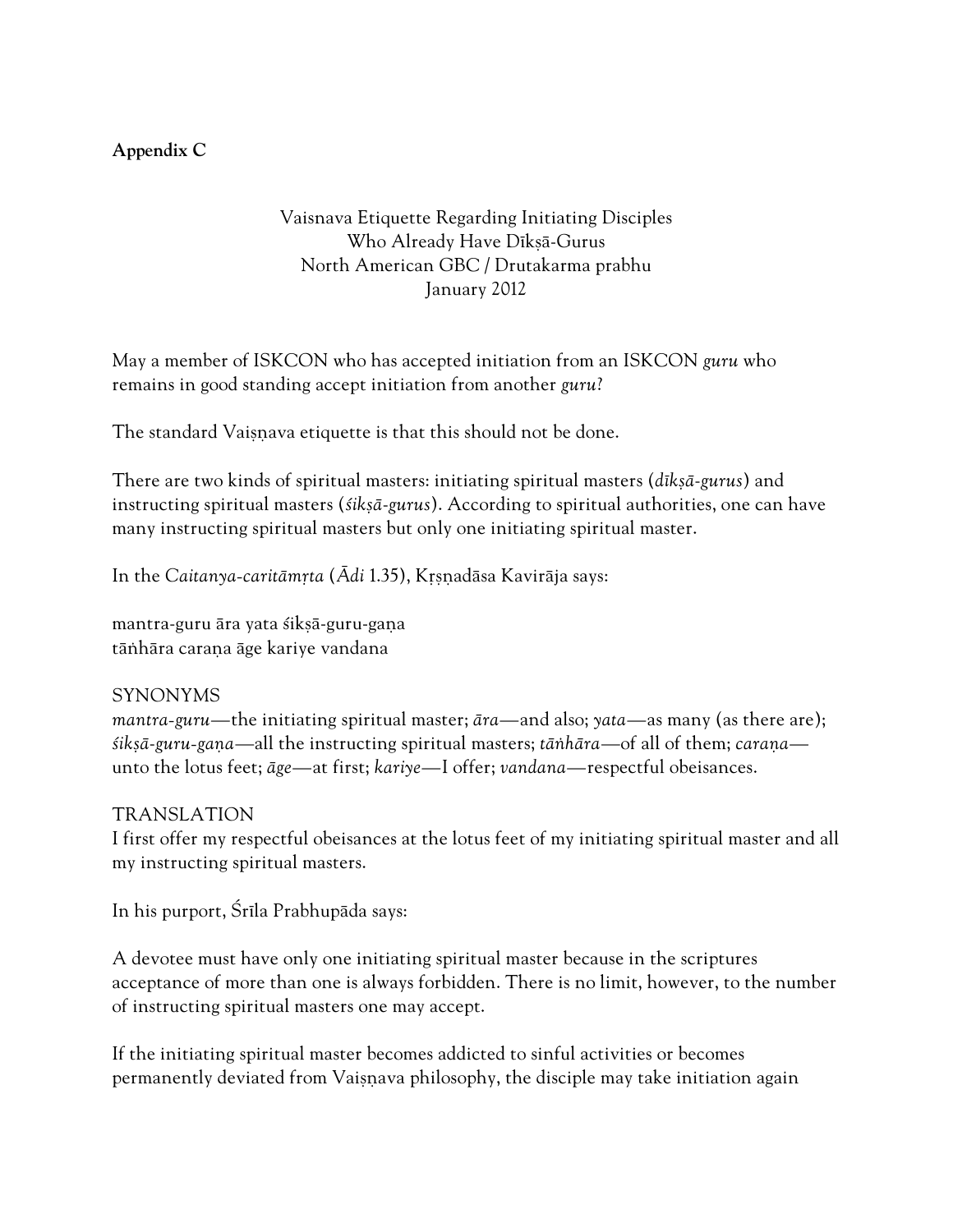**Appendix C**

Vaisnava Etiquette Regarding Initiating Disciples
Who Already Have Dīkṣā-Gurus
North American GBC / Drutakarma prabhu
January 2012

May a member of ISKCON who has accepted initiation from an ISKCON *guru* who remains in good standing accept initiation from another *guru*?

The standard Vaiṣṇava etiquette is that this should not be done.

There are two kinds of spiritual masters: initiating spiritual masters (*dīkṣā-gurus*) and instructing spiritual masters (*śikṣā-gurus*). According to spiritual authorities, one can have many instructing spiritual masters but only one initiating spiritual master.

In the *Caitanya-caritāmṛta* (*Ādi* 1.35), Kṛṣṇadāsa Kavirāja says:

mantra-guru āra yata śikṣā-guru-gaṇa
tāṅhāra caraṇa āge kariye vandana

SYNONYMS
*mantra-guru*—the initiating spiritual master; *āra*—and also; *yata*—as many (as there are); *śikṣā-guru-gaṇa*—all the instructing spiritual masters; *tāṅhāra*—of all of them; *caraṇa*—unto the lotus feet; *āge*—at first; *kariye*—I offer; *vandana*—respectful obeisances.

TRANSLATION
I first offer my respectful obeisances at the lotus feet of my initiating spiritual master and all my instructing spiritual masters.

In his purport, Śrīla Prabhupāda says:

A devotee must have only one initiating spiritual master because in the scriptures acceptance of more than one is always forbidden. There is no limit, however, to the number of instructing spiritual masters one may accept.

If the initiating spiritual master becomes addicted to sinful activities or becomes permanently deviated from Vaiṣṇava philosophy, the disciple may take initiation again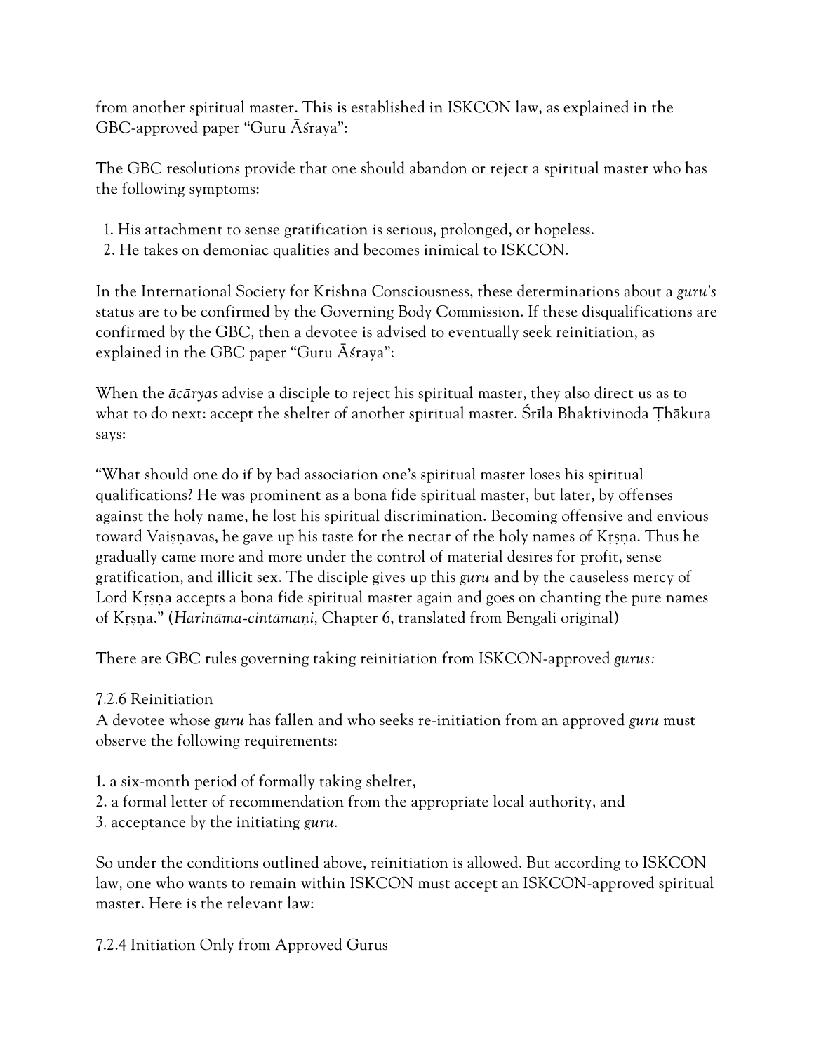from another spiritual master. This is established in ISKCON law, as explained in the GBC-approved paper "Guru Āśraya":

The GBC resolutions provide that one should abandon or reject a spiritual master who has the following symptoms:

1. His attachment to sense gratification is serious, prolonged, or hopeless.
2. He takes on demoniac qualities and becomes inimical to ISKCON.

In the International Society for Krishna Consciousness, these determinations about a *guru's* status are to be confirmed by the Governing Body Commission. If these disqualifications are confirmed by the GBC, then a devotee is advised to eventually seek reinitiation, as explained in the GBC paper "Guru Āśraya":

When the *ācāryas* advise a disciple to reject his spiritual master, they also direct us as to what to do next: accept the shelter of another spiritual master. Śrīla Bhaktivinoda Ṭhākura says:

"What should one do if by bad association one's spiritual master loses his spiritual qualifications? He was prominent as a bona fide spiritual master, but later, by offenses against the holy name, he lost his spiritual discrimination. Becoming offensive and envious toward Vaiṣṇavas, he gave up his taste for the nectar of the holy names of Kṛṣṇa. Thus he gradually came more and more under the control of material desires for profit, sense gratification, and illicit sex. The disciple gives up this *guru* and by the causeless mercy of Lord Kṛṣṇa accepts a bona fide spiritual master again and goes on chanting the pure names of Kṛṣṇa." (*Harināma-cintāmaṇi,* Chapter 6, translated from Bengali original)

There are GBC rules governing taking reinitiation from ISKCON-approved *gurus:*

7.2.6 Reinitiation
A devotee whose *guru* has fallen and who seeks re-initiation from an approved *guru* must observe the following requirements:

1. a six-month period of formally taking shelter,
2. a formal letter of recommendation from the appropriate local authority, and
3. acceptance by the initiating *guru.*

So under the conditions outlined above, reinitiation is allowed. But according to ISKCON law, one who wants to remain within ISKCON must accept an ISKCON-approved spiritual master. Here is the relevant law:

7.2.4 Initiation Only from Approved Gurus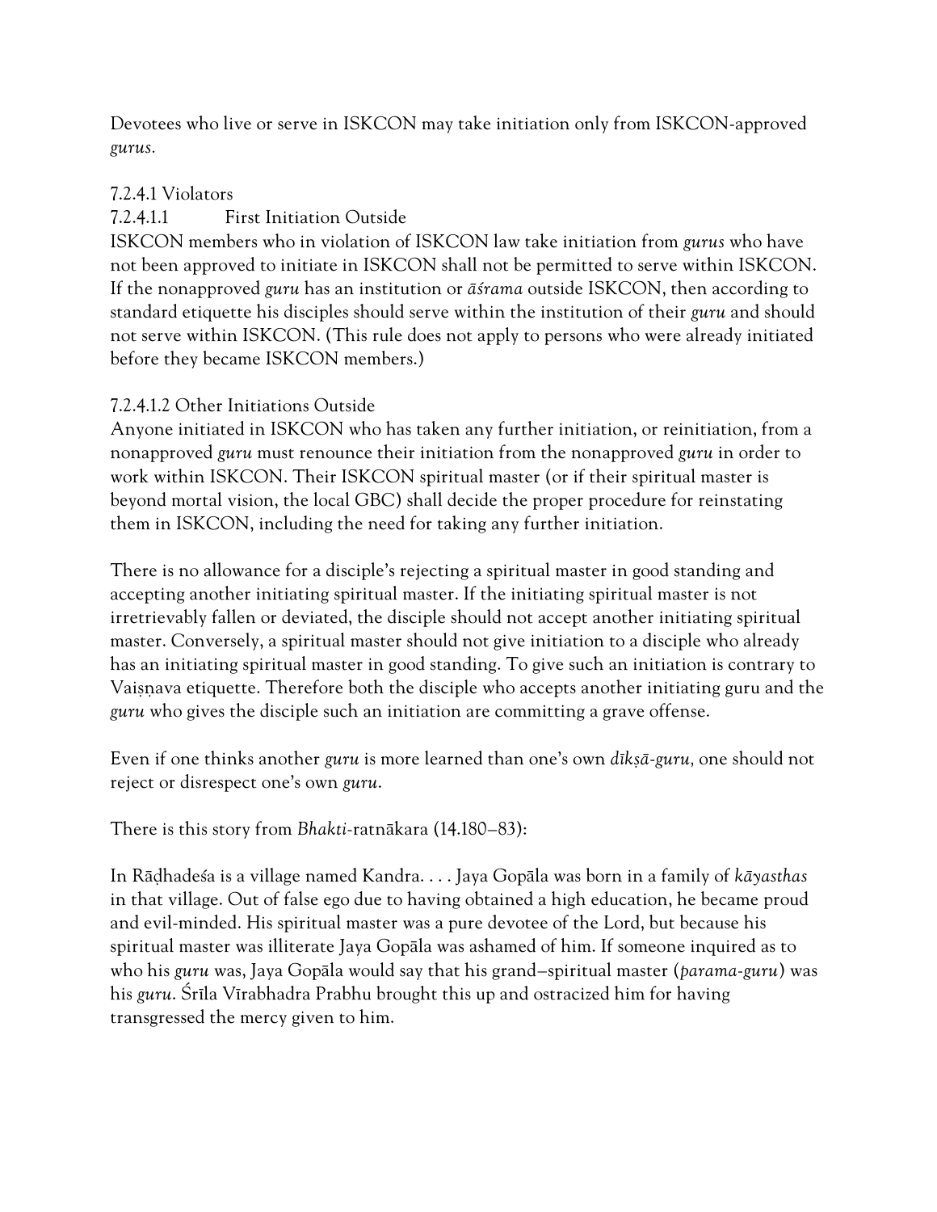Devotees who live or serve in ISKCON may take initiation only from ISKCON-approved *gurus.*

7.2.4.1 Violators

7.2.4.1.1 First Initiation Outside

ISKCON members who in violation of ISKCON law take initiation from *gurus* who have not been approved to initiate in ISKCON shall not be permitted to serve within ISKCON. If the nonapproved *guru* has an institution or *āśrama* outside ISKCON, then according to standard etiquette his disciples should serve within the institution of their *guru* and should not serve within ISKCON. (This rule does not apply to persons who were already initiated before they became ISKCON members.)

7.2.4.1.2 Other Initiations Outside

Anyone initiated in ISKCON who has taken any further initiation, or reinitiation, from a nonapproved *guru* must renounce their initiation from the nonapproved *guru* in order to work within ISKCON. Their ISKCON spiritual master (or if their spiritual master is beyond mortal vision, the local GBC) shall decide the proper procedure for reinstating them in ISKCON, including the need for taking any further initiation.

There is no allowance for a disciple's rejecting a spiritual master in good standing and accepting another initiating spiritual master. If the initiating spiritual master is not irretrievably fallen or deviated, the disciple should not accept another initiating spiritual master. Conversely, a spiritual master should not give initiation to a disciple who already has an initiating spiritual master in good standing. To give such an initiation is contrary to Vaiṣṇava etiquette. Therefore both the disciple who accepts another initiating guru and the *guru* who gives the disciple such an initiation are committing a grave offense.

Even if one thinks another *guru* is more learned than one's own *dīkṣā-guru,* one should not reject or disrespect one's own *guru.*

There is this story from *Bhakti*-ratnākara (14.180–83):

In Rāḍhadeśa is a village named Kandra. . . . Jaya Gopāla was born in a family of *kāyasthas* in that village. Out of false ego due to having obtained a high education, he became proud and evil-minded. His spiritual master was a pure devotee of the Lord, but because his spiritual master was illiterate Jaya Gopāla was ashamed of him. If someone inquired as to who his *guru* was, Jaya Gopāla would say that his grand–spiritual master (*parama-guru*) was his *guru*. Śrīla Vīrabhadra Prabhu brought this up and ostracized him for having transgressed the mercy given to him.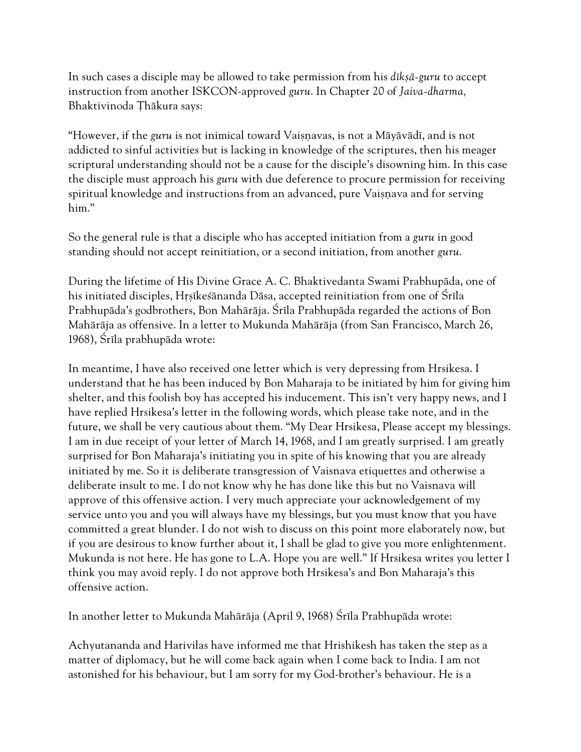In such cases a disciple may be allowed to take permission from his *dīkṣā-guru* to accept instruction from another ISKCON-approved *guru*. In Chapter 20 of *Jaiva-dharma,* Bhaktivinoda Ṭhākura says:

"However, if the *guru* is not inimical toward Vaiṣṇavas, is not a Māyāvādī, and is not addicted to sinful activities but is lacking in knowledge of the scriptures, then his meager scriptural understanding should not be a cause for the disciple's disowning him. In this case the disciple must approach his *guru* with due deference to procure permission for receiving spiritual knowledge and instructions from an advanced, pure Vaiṣṇava and for serving him."

So the general rule is that a disciple who has accepted initiation from a *guru* in good standing should not accept reinitiation, or a second initiation, from another *guru*.

During the lifetime of His Divine Grace A. C. Bhaktivedanta Swami Prabhupāda, one of his initiated disciples, Hṛṣīkeśānanda Dāsa, accepted reinitiation from one of Śrīla Prabhupāda's godbrothers, Bon Mahārāja. Śrīla Prabhupāda regarded the actions of Bon Mahārāja as offensive. In a letter to Mukunda Mahārāja (from San Francisco, March 26, 1968), Śrīla prabhupāda wrote:

In meantime, I have also received one letter which is very depressing from Hrsikesa. I understand that he has been induced by Bon Maharaja to be initiated by him for giving him shelter, and this foolish boy has accepted his inducement. This isn't very happy news, and I have replied Hrsikesa's letter in the following words, which please take note, and in the future, we shall be very cautious about them. "My Dear Hrsikesa, Please accept my blessings. I am in due receipt of your letter of March 14, 1968, and I am greatly surprised. I am greatly surprised for Bon Maharaja's initiating you in spite of his knowing that you are already initiated by me. So it is deliberate transgression of Vaisnava etiquettes and otherwise a deliberate insult to me. I do not know why he has done like this but no Vaisnava will approve of this offensive action. I very much appreciate your acknowledgement of my service unto you and you will always have my blessings, but you must know that you have committed a great blunder. I do not wish to discuss on this point more elaborately now, but if you are desirous to know further about it, I shall be glad to give you more enlightenment. Mukunda is not here. He has gone to L.A. Hope you are well." If Hrsikesa writes you letter I think you may avoid reply. I do not approve both Hrsikesa's and Bon Maharaja's this offensive action.

In another letter to Mukunda Mahārāja (April 9, 1968) Śrīla Prabhupāda wrote:

Achyutananda and Harivilas have informed me that Hrishikesh has taken the step as a matter of diplomacy, but he will come back again when I come back to India. I am not astonished for his behaviour, but I am sorry for my God-brother's behaviour. He is a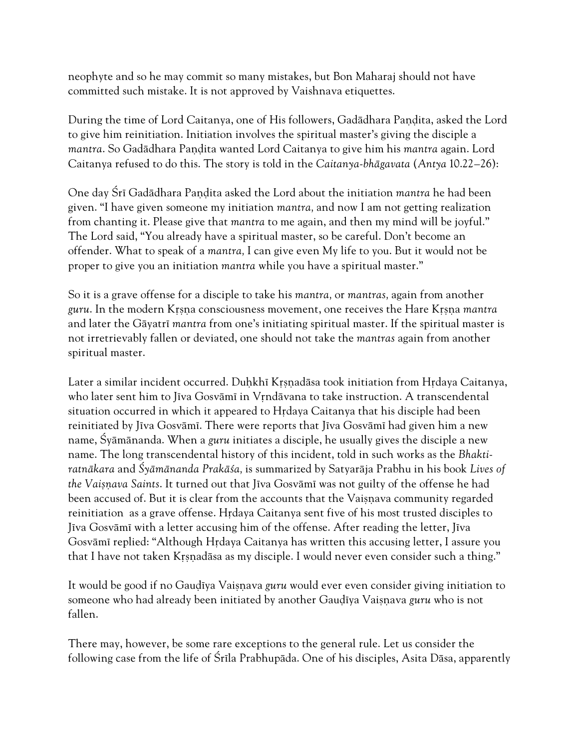neophyte and so he may commit so many mistakes, but Bon Maharaj should not have committed such mistake. It is not approved by Vaishnava etiquettes.

During the time of Lord Caitanya, one of His followers, Gadādhara Paṇḍita, asked the Lord to give him reinitiation. Initiation involves the spiritual master's giving the disciple a *mantra*. So Gadādhara Paṇḍita wanted Lord Caitanya to give him his *mantra* again. Lord Caitanya refused to do this. The story is told in the *Caitanya-bhāgavata* (*Antya* 10.22–26):

One day Śrī Gadādhara Paṇḍita asked the Lord about the initiation *mantra* he had been given. "I have given someone my initiation *mantra,* and now I am not getting realization from chanting it. Please give that *mantra* to me again, and then my mind will be joyful." The Lord said, "You already have a spiritual master, so be careful. Don't become an offender. What to speak of a *mantra,* I can give even My life to you. But it would not be proper to give you an initiation *mantra* while you have a spiritual master."

So it is a grave offense for a disciple to take his *mantra,* or *mantras,* again from another *guru.* In the modern Kṛṣṇa consciousness movement, one receives the Hare Kṛṣṇa *mantra* and later the Gāyatrī *mantra* from one's initiating spiritual master. If the spiritual master is not irretrievably fallen or deviated, one should not take the *mantras* again from another spiritual master.

Later a similar incident occurred. Duḥkhī Kṛṣṇadāsa took initiation from Hṛdaya Caitanya, who later sent him to Jīva Gosvāmī in Vṛndāvana to take instruction. A transcendental situation occurred in which it appeared to Hṛdaya Caitanya that his disciple had been reinitiated by Jīva Gosvāmī. There were reports that Jīva Gosvāmī had given him a new name, Śyāmānanda. When a *guru* initiates a disciple, he usually gives the disciple a new name. The long transcendental history of this incident, told in such works as the *Bhakti-ratnākara* and *Śyāmānanda Prakāśa,* is summarized by Satyarāja Prabhu in his book *Lives of the Vaiṣṇava Saints*. It turned out that Jīva Gosvāmī was not guilty of the offense he had been accused of. But it is clear from the accounts that the Vaiṣṇava community regarded reinitiation as a grave offense. Hṛdaya Caitanya sent five of his most trusted disciples to Jīva Gosvāmī with a letter accusing him of the offense. After reading the letter, Jīva Gosvāmī replied: "Although Hṛdaya Caitanya has written this accusing letter, I assure you that I have not taken Kṛṣṇadāsa as my disciple. I would never even consider such a thing."

It would be good if no Gauḍīya Vaiṣṇava *guru* would ever even consider giving initiation to someone who had already been initiated by another Gauḍīya Vaiṣṇava *guru* who is not fallen.

There may, however, be some rare exceptions to the general rule. Let us consider the following case from the life of Śrīla Prabhupāda. One of his disciples, Asita Dāsa, apparently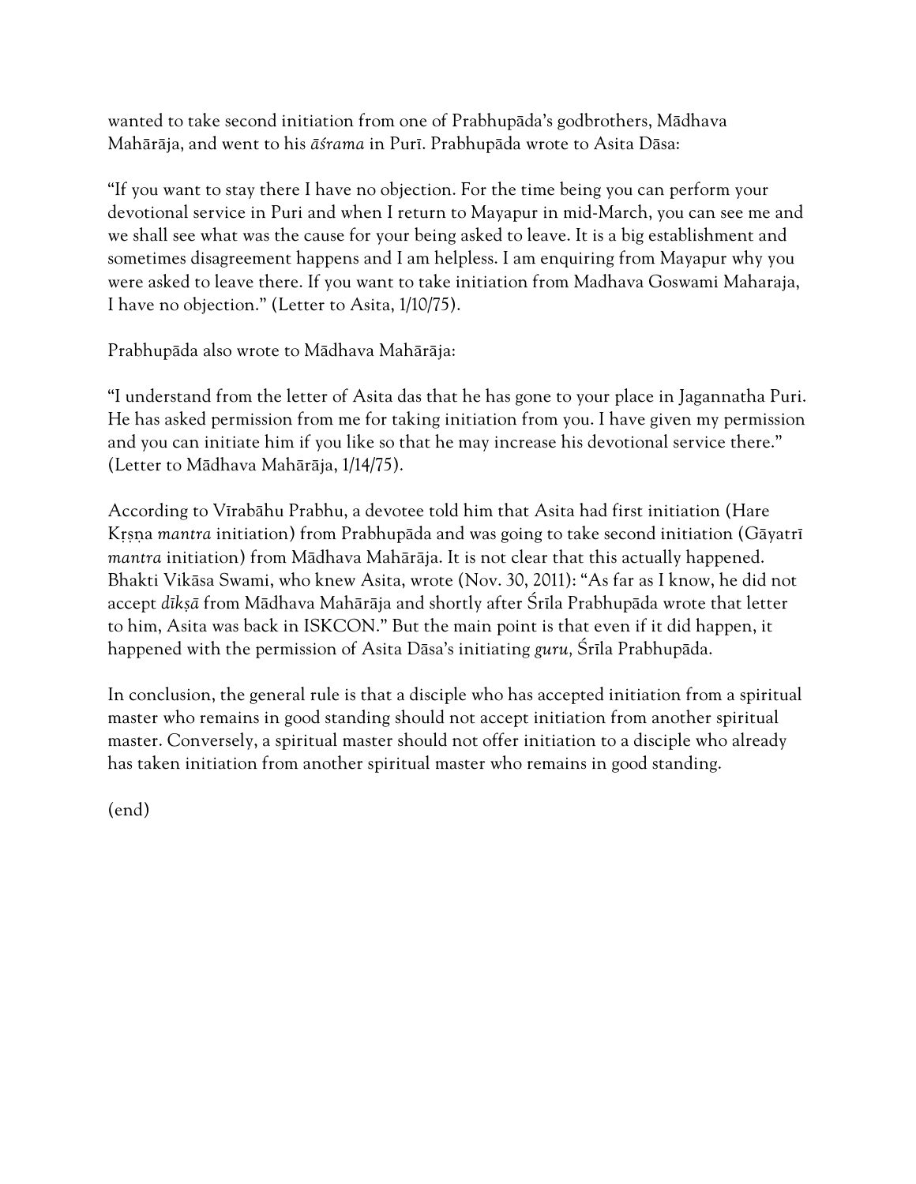wanted to take second initiation from one of Prabhupāda's godbrothers, Mādhava Mahārāja, and went to his *āśrama* in Purī. Prabhupāda wrote to Asita Dāsa:

"If you want to stay there I have no objection. For the time being you can perform your devotional service in Puri and when I return to Mayapur in mid-March, you can see me and we shall see what was the cause for your being asked to leave. It is a big establishment and sometimes disagreement happens and I am helpless. I am enquiring from Mayapur why you were asked to leave there. If you want to take initiation from Madhava Goswami Maharaja, I have no objection." (Letter to Asita, 1/10/75).

Prabhupāda also wrote to Mādhava Mahārāja:

"I understand from the letter of Asita das that he has gone to your place in Jagannatha Puri. He has asked permission from me for taking initiation from you. I have given my permission and you can initiate him if you like so that he may increase his devotional service there." (Letter to Mādhava Mahārāja, 1/14/75).

According to Vīrabāhu Prabhu, a devotee told him that Asita had first initiation (Hare Kṛṣṇa *mantra* initiation) from Prabhupāda and was going to take second initiation (Gāyatrī *mantra* initiation) from Mādhava Mahārāja. It is not clear that this actually happened. Bhakti Vikāsa Swami, who knew Asita, wrote (Nov. 30, 2011): "As far as I know, he did not accept *dīkṣā* from Mādhava Mahārāja and shortly after Śrīla Prabhupāda wrote that letter to him, Asita was back in ISKCON." But the main point is that even if it did happen, it happened with the permission of Asita Dāsa's initiating *guru,* Śrīla Prabhupāda.

In conclusion, the general rule is that a disciple who has accepted initiation from a spiritual master who remains in good standing should not accept initiation from another spiritual master. Conversely, a spiritual master should not offer initiation to a disciple who already has taken initiation from another spiritual master who remains in good standing.

(end)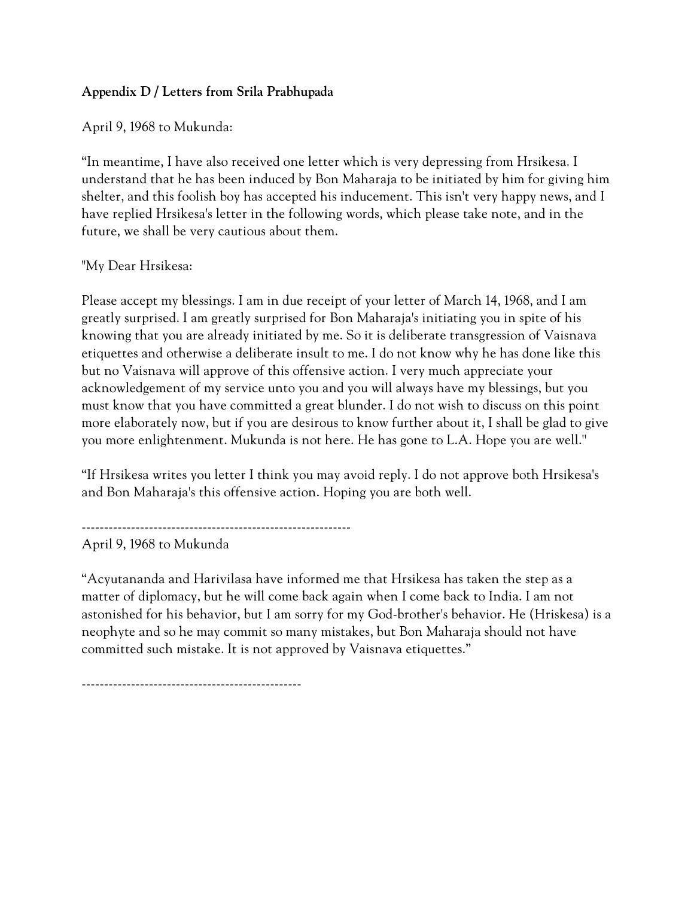**Appendix D / Letters from Srila Prabhupada**

April 9, 1968 to Mukunda:

"In meantime, I have also received one letter which is very depressing from Hrsikesa. I understand that he has been induced by Bon Maharaja to be initiated by him for giving him shelter, and this foolish boy has accepted his inducement. This isn't very happy news, and I have replied Hrsikesa's letter in the following words, which please take note, and in the future, we shall be very cautious about them.

"My Dear Hrsikesa:

Please accept my blessings. I am in due receipt of your letter of March 14, 1968, and I am greatly surprised. I am greatly surprised for Bon Maharaja's initiating you in spite of his knowing that you are already initiated by me. So it is deliberate transgression of Vaisnava etiquettes and otherwise a deliberate insult to me. I do not know why he has done like this but no Vaisnava will approve of this offensive action. I very much appreciate your acknowledgement of my service unto you and you will always have my blessings, but you must know that you have committed a great blunder. I do not wish to discuss on this point more elaborately now, but if you are desirous to know further about it, I shall be glad to give you more enlightenment. Mukunda is not here. He has gone to L.A. Hope you are well."

"If Hrsikesa writes you letter I think you may avoid reply. I do not approve both Hrsikesa's and Bon Maharaja's this offensive action. Hoping you are both well.

------------------------------------------------------------

April 9, 1968 to Mukunda

"Acyutananda and Harivilasa have informed me that Hrsikesa has taken the step as a matter of diplomacy, but he will come back again when I come back to India. I am not astonished for his behavior, but I am sorry for my God-brother's behavior. He (Hriskesa) is a neophyte and so he may commit so many mistakes, but Bon Maharaja should not have committed such mistake. It is not approved by Vaisnava etiquettes."

------------------------------------------------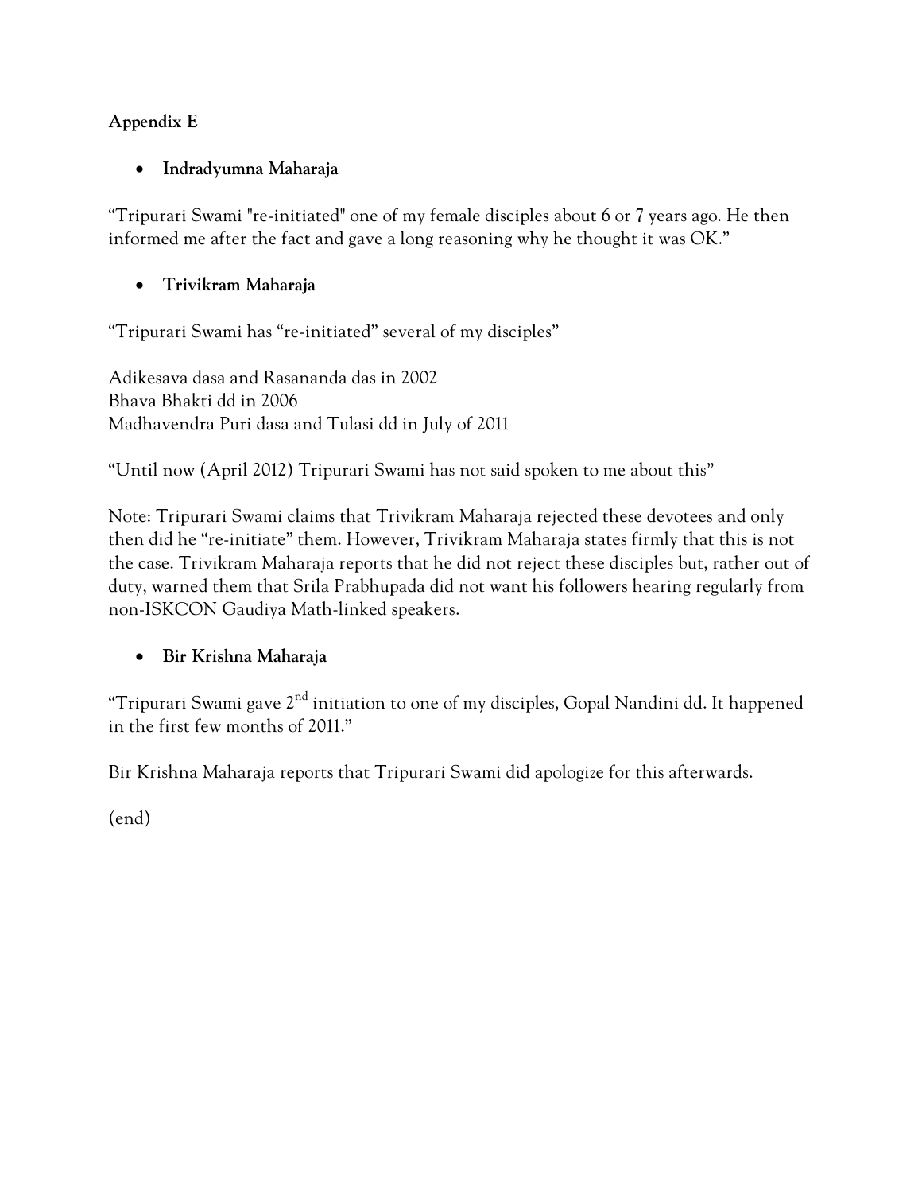**Appendix E**

- **Indradyumna Maharaja**

"Tripurari Swami "re-initiated" one of my female disciples about 6 or 7 years ago. He then informed me after the fact and gave a long reasoning why he thought it was OK."

- **Trivikram Maharaja**

"Tripurari Swami has "re-initiated" several of my disciples"

Adikesava dasa and Rasananda das in 2002
Bhava Bhakti dd in 2006
Madhavendra Puri dasa and Tulasi dd in July of 2011

"Until now (April 2012) Tripurari Swami has not said spoken to me about this"

Note: Tripurari Swami claims that Trivikram Maharaja rejected these devotees and only then did he "re-initiate" them. However, Trivikram Maharaja states firmly that this is not the case. Trivikram Maharaja reports that he did not reject these disciples but, rather out of duty, warned them that Srila Prabhupada did not want his followers hearing regularly from non-ISKCON Gaudiya Math-linked speakers.

- **Bir Krishna Maharaja**

"Tripurari Swami gave 2nd initiation to one of my disciples, Gopal Nandini dd. It happened in the first few months of 2011."

Bir Krishna Maharaja reports that Tripurari Swami did apologize for this afterwards.

(end)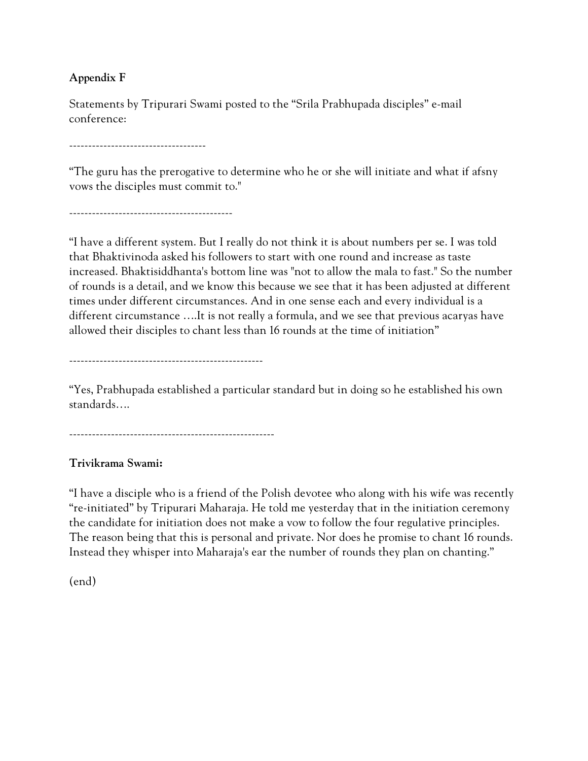**Appendix F**

Statements by Tripurari Swami posted to the "Srila Prabhupada disciples" e-mail conference:

------------------------------------

"The guru has the prerogative to determine who he or she will initiate and what if afsny vows the disciples must commit to."

-------------------------------------------

"I have a different system. But I really do not think it is about numbers per se. I was told that Bhaktivinoda asked his followers to start with one round and increase as taste increased. Bhaktisiddhanta's bottom line was "not to allow the mala to fast." So the number of rounds is a detail, and we know this because we see that it has been adjusted at different times under different circumstances. And in one sense each and every individual is a different circumstance ….It is not really a formula, and we see that previous acaryas have allowed their disciples to chant less than 16 rounds at the time of initiation"

---------------------------------------------------

"Yes, Prabhupada established a particular standard but in doing so he established his own standards….

------------------------------------------------------

**Trivikrama Swami:**

"I have a disciple who is a friend of the Polish devotee who along with his wife was recently "re-initiated" by Tripurari Maharaja. He told me yesterday that in the initiation ceremony the candidate for initiation does not make a vow to follow the four regulative principles. The reason being that this is personal and private. Nor does he promise to chant 16 rounds. Instead they whisper into Maharaja's ear the number of rounds they plan on chanting."

(end)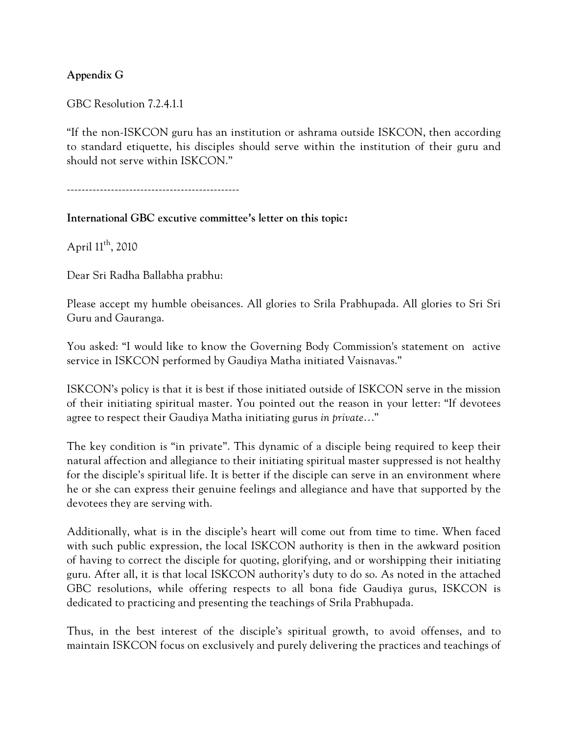**Appendix G**

GBC Resolution 7.2.4.1.1

"If the non-ISKCON guru has an institution or ashrama outside ISKCON, then according to standard etiquette, his disciples should serve within the institution of their guru and should not serve within ISKCON."

-----------------------------------------------

**International GBC excutive committee's letter on this topic:**

April 11th, 2010

Dear Sri Radha Ballabha prabhu:

Please accept my humble obeisances. All glories to Srila Prabhupada. All glories to Sri Sri Guru and Gauranga.

You asked: "I would like to know the Governing Body Commission's statement on active service in ISKCON performed by Gaudiya Matha initiated Vaisnavas."

ISKCON's policy is that it is best if those initiated outside of ISKCON serve in the mission of their initiating spiritual master. You pointed out the reason in your letter: "If devotees agree to respect their Gaudiya Matha initiating gurus *in private*…"

The key condition is "in private". This dynamic of a disciple being required to keep their natural affection and allegiance to their initiating spiritual master suppressed is not healthy for the disciple's spiritual life. It is better if the disciple can serve in an environment where he or she can express their genuine feelings and allegiance and have that supported by the devotees they are serving with.

Additionally, what is in the disciple's heart will come out from time to time. When faced with such public expression, the local ISKCON authority is then in the awkward position of having to correct the disciple for quoting, glorifying, and or worshipping their initiating guru. After all, it is that local ISKCON authority's duty to do so. As noted in the attached GBC resolutions, while offering respects to all bona fide Gaudiya gurus, ISKCON is dedicated to practicing and presenting the teachings of Srila Prabhupada.

Thus, in the best interest of the disciple's spiritual growth, to avoid offenses, and to maintain ISKCON focus on exclusively and purely delivering the practices and teachings of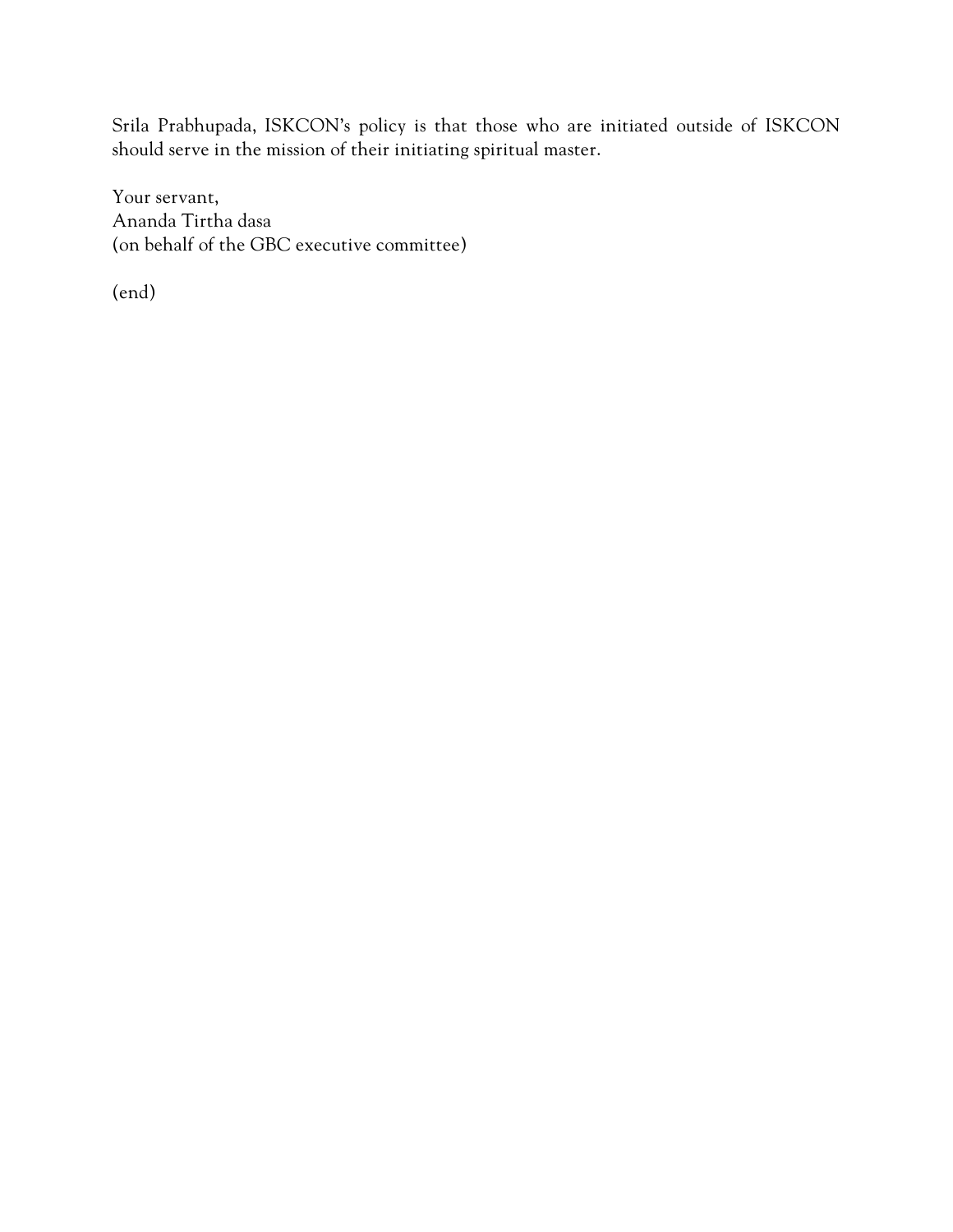Srila Prabhupada, ISKCON's policy is that those who are initiated outside of ISKCON should serve in the mission of their initiating spiritual master.

Your servant,
Ananda Tirtha dasa
(on behalf of the GBC executive committee)

(end)